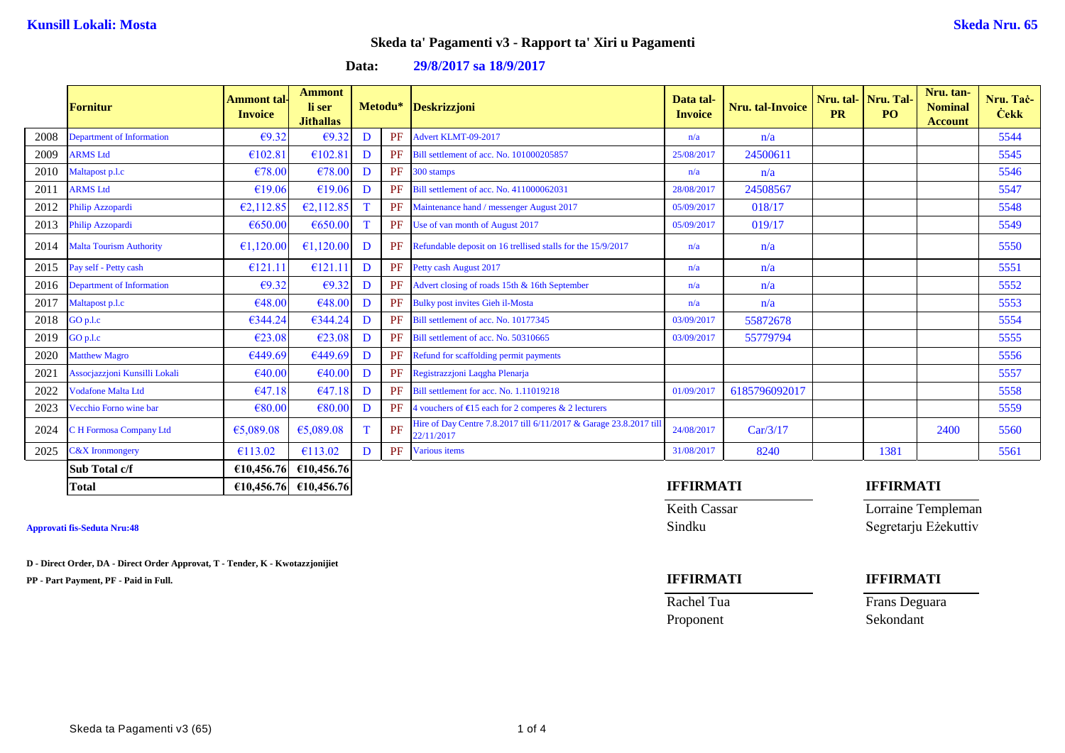**Kunsill Lokali: Mosta** **Skeda Nru. 65**

## Skeda ta' Pagamenti v3 - Rapport ta' Xiri u Pagamenti

**Data: 29/8/2017 sa 18/9/2017**

| | Fornitur | Ammont tal-Invoice | Ammont li ser Jithallas | Metodu* | | Deskrizzjoni | Data tal-Invoice | Nru. tal-Invoice | Nru. tal-PR | Nru. Tal-PO | Nru. tan-Nominal Account | Nru. Taċ-Ċekk |
|---|---|---|---|---|---|---|---|---|---|---|---|---|
| 2008 | Department of Information | €9.32 | €9.32 | D | PF | Advert KLMT-09-2017 | n/a | n/a | | | | 5544 |
| 2009 | ARMS Ltd | €102.81 | €102.81 | D | PF | Bill settlement of acc. No. 101000205857 | 25/08/2017 | 24500611 | | | | 5545 |
| 2010 | Maltapost p.l.c | €78.00 | €78.00 | D | PF | 300 stamps | n/a | n/a | | | | 5546 |
| 2011 | ARMS Ltd | €19.06 | €19.06 | D | PF | Bill settlement of acc. No. 411000062031 | 28/08/2017 | 24508567 | | | | 5547 |
| 2012 | Philip Azzopardi | €2,112.85 | €2,112.85 | T | PF | Maintenance hand / messenger August 2017 | 05/09/2017 | 018/17 | | | | 5548 |
| 2013 | Philip Azzopardi | €650.00 | €650.00 | T | PF | Use of van month of August 2017 | 05/09/2017 | 019/17 | | | | 5549 |
| 2014 | Malta Tourism Authority | €1,120.00 | €1,120.00 | D | PF | Refundable deposit on 16 trellised stalls for the 15/9/2017 | n/a | n/a | | | | 5550 |
| 2015 | Pay self - Petty cash | €121.11 | €121.11 | D | PF | Petty cash August 2017 | n/a | n/a | | | | 5551 |
| 2016 | Department of Information | €9.32 | €9.32 | D | PF | Advert closing of roads 15th & 16th September | n/a | n/a | | | | 5552 |
| 2017 | Maltapost p.l.c | €48.00 | €48.00 | D | PF | Bulky post invites Gieh il-Mosta | n/a | n/a | | | | 5553 |
| 2018 | GO p.l.c | €344.24 | €344.24 | D | PF | Bill settlement of acc. No. 10177345 | 03/09/2017 | 55872678 | | | | 5554 |
| 2019 | GO p.l.c | €23.08 | €23.08 | D | PF | Bill settlement of acc. No. 50310665 | 03/09/2017 | 55779794 | | | | 5555 |
| 2020 | Matthew Magro | €449.69 | €449.69 | D | PF | Refund for scaffolding permit payments | | | | | | 5556 |
| 2021 | Assocjazzjoni Kunsilli Lokali | €40.00 | €40.00 | D | PF | Registrazzjoni Laqgha Plenarja | | | | | | 5557 |
| 2022 | Vodafone Malta Ltd | €47.18 | €47.18 | D | PF | Bill settlement for acc. No. 1.11019218 | 01/09/2017 | 6185796092017 | | | | 5558 |
| 2023 | Vecchio Forno wine bar | €80.00 | €80.00 | D | PF | 4 vouchers of €15 each for 2 comperes & 2 lecturers | | | | | | 5559 |
| 2024 | C H Formosa Company Ltd | €5,089.08 | €5,089.08 | T | PF | Hire of Day Centre 7.8.2017 till 6/11/2017 & Garage 23.8.2017 till 22/11/2017 | 24/08/2017 | Car/3/17 | | | 2400 | 5560 |
| 2025 | C&X Ironmongery | €113.02 | €113.02 | D | PF | Various items | 31/08/2017 | 8240 | | 1381 | | 5561 |
| | **Sub Total c/f** | **€10,456.76** | **€10,456.76** | | | | | | | | | |
| | **Total** | **€10,456.76** | **€10,456.76** | | | | | | | | | |

**Approvati fis-Seduta Nru:48**

**D - Direct Order, DA - Direct Order Approvat, T - Tender, K - Kwotazzjonijiet**
**PP - Part Payment, PF - Paid in Full.**

**IFFIRMATI**
Keith Cassar
Sindku

**IFFIRMATI**
Lorraine Templeman
Segretarju Eżekuttiv

**IFFIRMATI**
Rachel Tua
Proponent

**IFFIRMATI**
Frans Deguara
Sekondant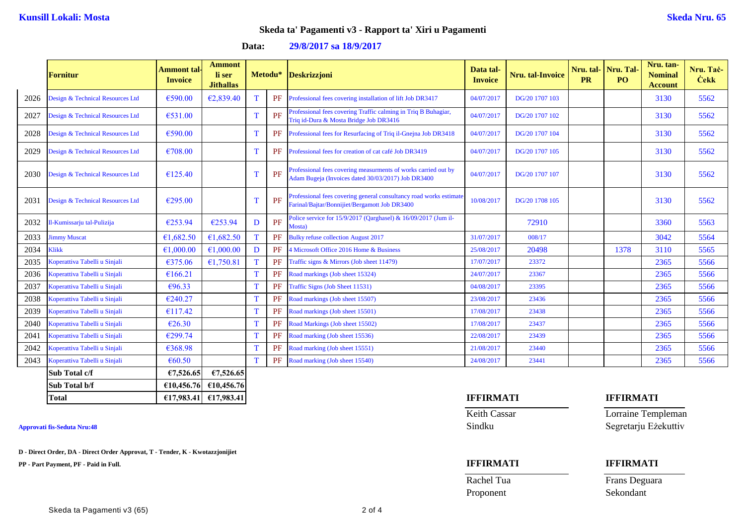**Kunsill Lokali: Mosta** **Skeda Nru. 65**

## Skeda ta' Pagamenti v3 - Rapport ta' Xiri u Pagamenti

**Data: 29/8/2017 sa 18/9/2017**

| | Fornitur | Ammont tal-Invoice | Ammont li ser Jithallas | Metodu* | | Deskrizzjoni | Data tal-Invoice | Nru. tal-Invoice | Nru. tal-PR | Nru. Tal-PO | Nru. tan-Nominal Account | Nru. Taċ-Ċekk |
|---|---|---|---|---|---|---|---|---|---|---|---|---|
| 2026 | Design & Technical Resources Ltd | €590.00 | €2,839.40 | T | PF | Professional fees covering installation of lift Job DR3417 | 04/07/2017 | DG/20 1707 103 | | | 3130 | 5562 |
| 2027 | Design & Technical Resources Ltd | €531.00 | | T | PF | Professional fees covering Traffic calming in Triq B Buhagiar, Triq id-Dura & Mosta Bridge Job DR3416 | 04/07/2017 | DG/20 1707 102 | | | 3130 | 5562 |
| 2028 | Design & Technical Resources Ltd | €590.00 | | T | PF | Professional fees for Resurfacing of Triq il-Gnejna Job DR3418 | 04/07/2017 | DG/20 1707 104 | | | 3130 | 5562 |
| 2029 | Design & Technical Resources Ltd | €708.00 | | T | PF | Professional fees for creation of cat café Job DR3419 | 04/07/2017 | DG/20 1707 105 | | | 3130 | 5562 |
| 2030 | Design & Technical Resources Ltd | €125.40 | | T | PF | Professional fees covering measurments of works carried out by Adam Bugeja (Invoices dated 30/03/2017) Job DR3400 | 04/07/2017 | DG/20 1707 107 | | | 3130 | 5562 |
| 2031 | Design & Technical Resources Ltd | €295.00 | | T | PF | Professional fees covering general consultancy road works estimate Farinal/Bajtar/Bonnijiet/Bergamott Job DR3400 | 10/08/2017 | DG/20 1708 105 | | | 3130 | 5562 |
| 2032 | Il-Kumissarju tal-Pulizija | €253.94 | €253.94 | D | PF | Police service for 15/9/2017 (Qarghasel) & 16/09/2017 (Jum il-Mosta) | | 72910 | | | 3360 | 5563 |
| 2033 | Jimmy Muscat | €1,682.50 | €1,682.50 | T | PF | Bulky refuse collection August 2017 | 31/07/2017 | 008/17 | | | 3042 | 5564 |
| 2034 | Klikk | €1,000.00 | €1,000.00 | D | PF | 4 Microsoft Office 2016 Home & Business | 25/08/2017 | 20498 | | 1378 | 3110 | 5565 |
| 2035 | Koperattiva Tabelli u Sinjali | €375.06 | €1,750.81 | T | PF | Traffic signs & Mirrors (Job sheet 11479) | 17/07/2017 | 23372 | | | 2365 | 5566 |
| 2036 | Koperattiva Tabelli u Sinjali | €166.21 | | T | PF | Road markings (Job sheet 15324) | 24/07/2017 | 23367 | | | 2365 | 5566 |
| 2037 | Koperattiva Tabelli u Sinjali | €96.33 | | T | PF | Traffic Signs (Job Sheet 11531) | 04/08/2017 | 23395 | | | 2365 | 5566 |
| 2038 | Koperattiva Tabelli u Sinjali | €240.27 | | T | PF | Road markings (Job sheet 15507) | 23/08/2017 | 23436 | | | 2365 | 5566 |
| 2039 | Koperattiva Tabelli u Sinjali | €117.42 | | T | PF | Road markings (Job sheet 15501) | 17/08/2017 | 23438 | | | 2365 | 5566 |
| 2040 | Koperattiva Tabelli u Sinjali | €26.30 | | T | PF | Road Markings (Job sheet 15502) | 17/08/2017 | 23437 | | | 2365 | 5566 |
| 2041 | Koperattiva Tabelli u Sinjali | €299.74 | | T | PF | Road marking (Job sheet 15536) | 22/08/2017 | 23439 | | | 2365 | 5566 |
| 2042 | Koperattiva Tabelli u Sinjali | €368.98 | | T | PF | Road marking (Job sheet 15551) | 21/08/2017 | 23440 | | | 2365 | 5566 |
| 2043 | Koperattiva Tabelli u Sinjali | €60.50 | | T | PF | Road marking (Job sheet 15540) | 24/08/2017 | 23441 | | | 2365 | 5566 |
| | **Sub Total c/f** | **€7,526.65** | **€7,526.65** | | | | | | | | | |
| | **Sub Total b/f** | **€10,456.76** | **€10,456.76** | | | | | | | | | |
| | **Total** | **€17,983.41** | **€17,983.41** | | | | | | | | | |

**Approvati fis-Seduta Nru:48**

**IFFIRMATI**
Keith Cassar
Sindku

**IFFIRMATI**
Lorraine Templeman
Segretarju Eżekuttiv

**D - Direct Order, DA - Direct Order Approvat, T - Tender, K - Kwotazzjonijiet**
**PP - Part Payment, PF - Paid in Full.**

**IFFIRMATI**
Rachel Tua
Proponent

**IFFIRMATI**
Frans Deguara
Sekondant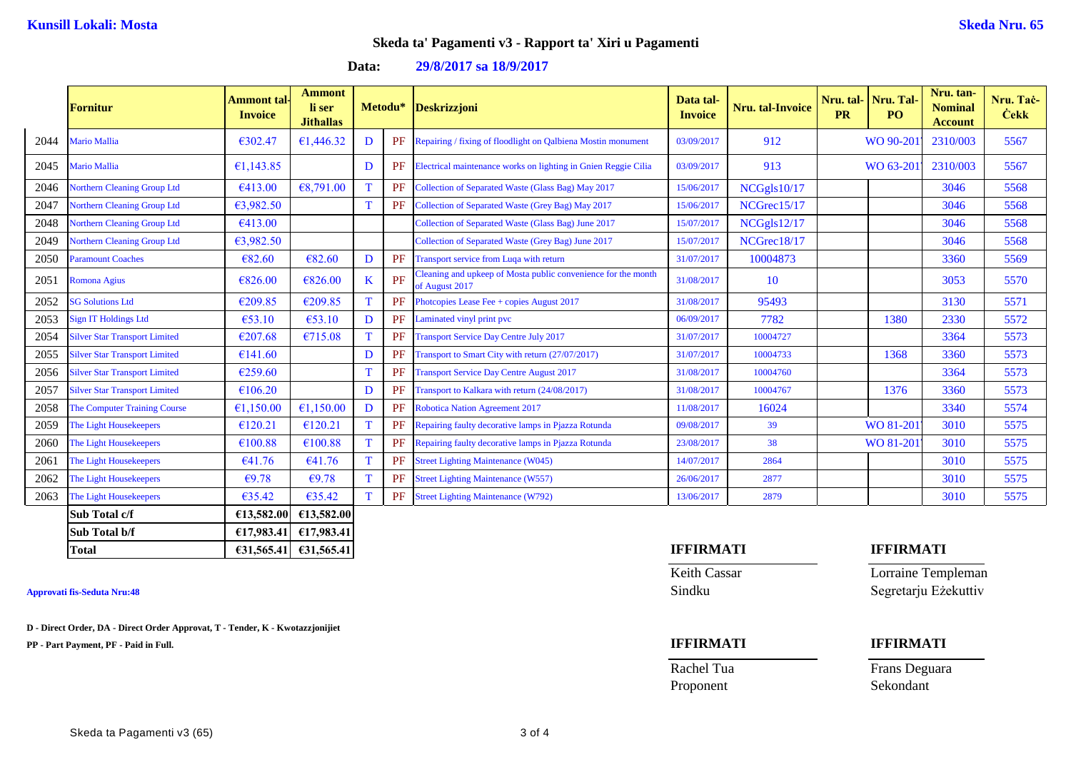**Kunsill Lokali: Mosta**

**Skeda Nru. 65**

## Skeda ta' Pagamenti v3 - Rapport ta' Xiri u Pagamenti

**Data: 29/8/2017 sa 18/9/2017**

| | Fornitur | Ammont tal-Invoice | Ammont li ser Jithallas | Metodu* | | Deskrizzjoni | Data tal-Invoice | Nru. tal-Invoice | Nru. tal-PR | Nru. Tal-PO | Nru. tan-Nominal Account | Nru. Taċ-Ċekk |
|---|---|---|---|---|---|---|---|---|---|---|---|---|
| 2044 | Mario Mallia | €302.47 | €1,446.32 | D | PF | Repairing / fixing of floodlight on Qalbiena Mostin monument | 03/09/2017 | 912 | | WO 90-201 | 2310/003 | 5567 |
| 2045 | Mario Mallia | €1,143.85 | | D | PF | Electrical maintenance works on lighting in Gnien Reggie Cilia | 03/09/2017 | 913 | | WO 63-201 | 2310/003 | 5567 |
| 2046 | Northern Cleaning Group Ltd | €413.00 | €8,791.00 | T | PF | Collection of Separated Waste (Glass Bag) May 2017 | 15/06/2017 | NCGgls10/17 | | | 3046 | 5568 |
| 2047 | Northern Cleaning Group Ltd | €3,982.50 | | T | PF | Collection of Separated Waste (Grey Bag) May 2017 | 15/06/2017 | NCGrec15/17 | | | 3046 | 5568 |
| 2048 | Northern Cleaning Group Ltd | €413.00 | | | | Collection of Separated Waste (Glass Bag) June 2017 | 15/07/2017 | NCGgls12/17 | | | 3046 | 5568 |
| 2049 | Northern Cleaning Group Ltd | €3,982.50 | | | | Collection of Separated Waste (Grey Bag) June 2017 | 15/07/2017 | NCGrec18/17 | | | 3046 | 5568 |
| 2050 | Paramount Coaches | €82.60 | €82.60 | D | PF | Transport service from Luqa with return | 31/07/2017 | 10004873 | | | 3360 | 5569 |
| 2051 | Romona Agius | €826.00 | €826.00 | K | PF | Cleaning and upkeep of Mosta public convenience for the month of August 2017 | 31/08/2017 | 10 | | | 3053 | 5570 |
| 2052 | SG Solutions Ltd | €209.85 | €209.85 | T | PF | Photcopies Lease Fee + copies August 2017 | 31/08/2017 | 95493 | | | 3130 | 5571 |
| 2053 | Sign IT Holdings Ltd | €53.10 | €53.10 | D | PF | Laminated vinyl print pvc | 06/09/2017 | 7782 | | 1380 | 2330 | 5572 |
| 2054 | Silver Star Transport Limited | €207.68 | €715.08 | T | PF | Transport Service Day Centre July 2017 | 31/07/2017 | 10004727 | | | 3364 | 5573 |
| 2055 | Silver Star Transport Limited | €141.60 | | D | PF | Transport to Smart City with return (27/07/2017) | 31/07/2017 | 10004733 | | 1368 | 3360 | 5573 |
| 2056 | Silver Star Transport Limited | €259.60 | | T | PF | Transport Service Day Centre August 2017 | 31/08/2017 | 10004760 | | | 3364 | 5573 |
| 2057 | Silver Star Transport Limited | €106.20 | | D | PF | Transport to Kalkara with return (24/08/2017) | 31/08/2017 | 10004767 | | 1376 | 3360 | 5573 |
| 2058 | The Computer Training Course | €1,150.00 | €1,150.00 | D | PF | Robotica Nation Agreement 2017 | 11/08/2017 | 16024 | | | 3340 | 5574 |
| 2059 | The Light Housekeepers | €120.21 | €120.21 | T | PF | Repairing faulty decorative lamps in Pjazza Rotunda | 09/08/2017 | 39 | | WO 81-201 | 3010 | 5575 |
| 2060 | The Light Housekeepers | €100.88 | €100.88 | T | PF | Repairing faulty decorative lamps in Pjazza Rotunda | 23/08/2017 | 38 | | WO 81-201 | 3010 | 5575 |
| 2061 | The Light Housekeepers | €41.76 | €41.76 | T | PF | Street Lighting Maintenance (W045) | 14/07/2017 | 2864 | | | 3010 | 5575 |
| 2062 | The Light Housekeepers | €9.78 | €9.78 | T | PF | Street Lighting Maintenance (W557) | 26/06/2017 | 2877 | | | 3010 | 5575 |
| 2063 | The Light Housekeepers | €35.42 | €35.42 | T | PF | Street Lighting Maintenance (W792) | 13/06/2017 | 2879 | | | 3010 | 5575 |
| | **Sub Total c/f** | **€13,582.00** | **€13,582.00** | | | | | | | | | |
| | **Sub Total b/f** | **€17,983.41** | **€17,983.41** | | | | | | | | | |
| | **Total** | **€31,565.41** | **€31,565.41** | | | | | | | | | |

**Approvati fis-Seduta Nru:48**

**IFFIRMATI**

Keith Cassar
Sindku

**IFFIRMATI**

Lorraine Templeman
Segretarju Eżekuttiv

**D - Direct Order, DA - Direct Order Approvat, T - Tender, K - Kwotazzjonijiet**

**PP - Part Payment, PF - Paid in Full.**

**IFFIRMATI**

Rachel Tua
Proponent

**IFFIRMATI**

Frans Deguara
Sekondant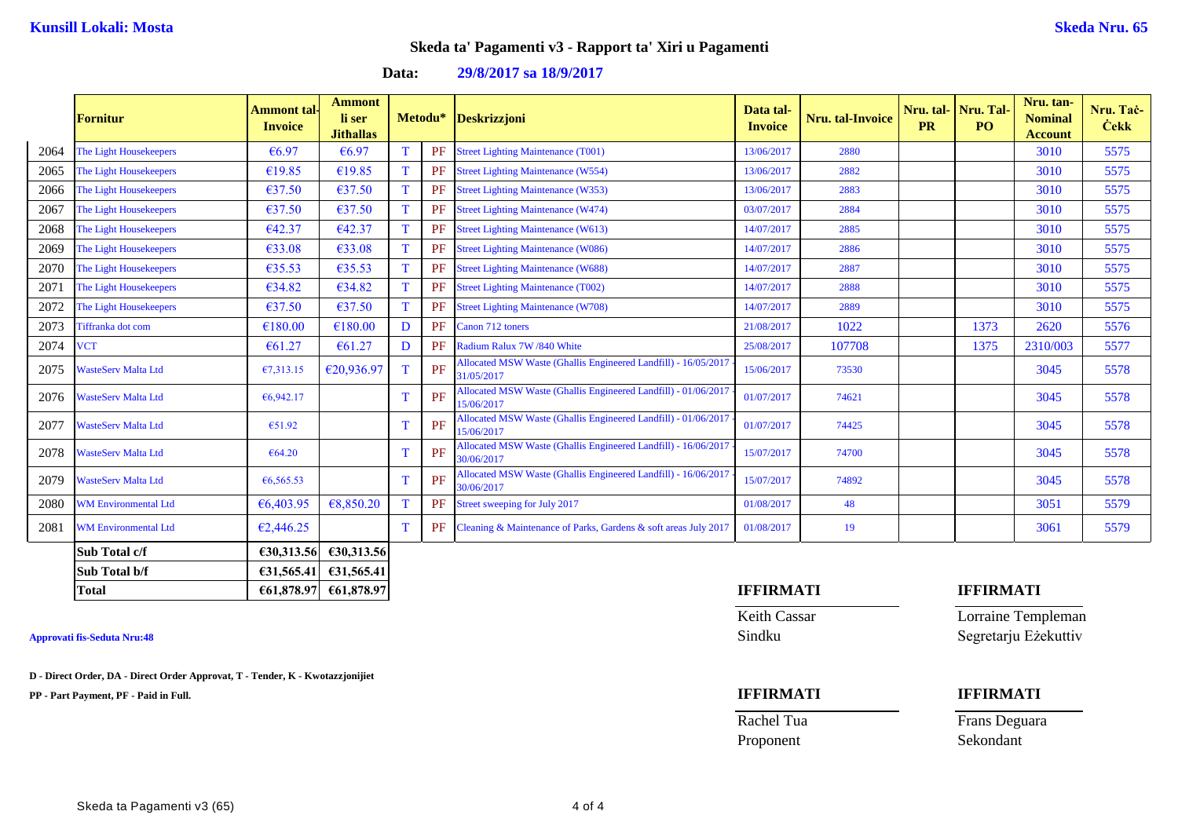**Kunsill Lokali: Mosta** **Skeda Nru. 65**

## Skeda ta' Pagamenti v3 - Rapport ta' Xiri u Pagamenti

**Data: 29/8/2017 sa 18/9/2017**

| | Fornitur | Ammont tal-Invoice | Ammont li ser Jithallas | Metodu* | | Deskrizzjoni | Data tal-Invoice | Nru. tal-Invoice | Nru. tal-PR | Nru. Tal-PO | Nru. tan-Nominal Account | Nru. Taċ-Ċekk |
|---|---|---|---|---|---|---|---|---|---|---|---|---|
| 2064 | The Light Housekeepers | €6.97 | €6.97 | T | PF | Street Lighting Maintenance (T001) | 13/06/2017 | 2880 | | | 3010 | 5575 |
| 2065 | The Light Housekeepers | €19.85 | €19.85 | T | PF | Street Lighting Maintenance (W554) | 13/06/2017 | 2882 | | | 3010 | 5575 |
| 2066 | The Light Housekeepers | €37.50 | €37.50 | T | PF | Street Lighting Maintenance (W353) | 13/06/2017 | 2883 | | | 3010 | 5575 |
| 2067 | The Light Housekeepers | €37.50 | €37.50 | T | PF | Street Lighting Maintenance (W474) | 03/07/2017 | 2884 | | | 3010 | 5575 |
| 2068 | The Light Housekeepers | €42.37 | €42.37 | T | PF | Street Lighting Maintenance (W613) | 14/07/2017 | 2885 | | | 3010 | 5575 |
| 2069 | The Light Housekeepers | €33.08 | €33.08 | T | PF | Street Lighting Maintenance (W086) | 14/07/2017 | 2886 | | | 3010 | 5575 |
| 2070 | The Light Housekeepers | €35.53 | €35.53 | T | PF | Street Lighting Maintenance (W688) | 14/07/2017 | 2887 | | | 3010 | 5575 |
| 2071 | The Light Housekeepers | €34.82 | €34.82 | T | PF | Street Lighting Maintenance (T002) | 14/07/2017 | 2888 | | | 3010 | 5575 |
| 2072 | The Light Housekeepers | €37.50 | €37.50 | T | PF | Street Lighting Maintenance (W708) | 14/07/2017 | 2889 | | | 3010 | 5575 |
| 2073 | Tiffranka dot com | €180.00 | €180.00 | D | PF | Canon 712 toners | 21/08/2017 | 1022 | | 1373 | 2620 | 5576 |
| 2074 | VCT | €61.27 | €61.27 | D | PF | Radium Ralux 7W /840 White | 25/08/2017 | 107708 | | 1375 | 2310/003 | 5577 |
| 2075 | WasteServ Malta Ltd | €7,313.15 | €20,936.97 | T | PF | Allocated MSW Waste (Ghallis Engineered Landfill) - 16/05/2017 - 31/05/2017 | 15/06/2017 | 73530 | | | 3045 | 5578 |
| 2076 | WasteServ Malta Ltd | €6,942.17 | | T | PF | Allocated MSW Waste (Ghallis Engineered Landfill) - 01/06/2017 - 15/06/2017 | 01/07/2017 | 74621 | | | 3045 | 5578 |
| 2077 | WasteServ Malta Ltd | €51.92 | | T | PF | Allocated MSW Waste (Ghallis Engineered Landfill) - 01/06/2017 - 15/06/2017 | 01/07/2017 | 74425 | | | 3045 | 5578 |
| 2078 | WasteServ Malta Ltd | €64.20 | | T | PF | Allocated MSW Waste (Ghallis Engineered Landfill) - 16/06/2017 - 30/06/2017 | 15/07/2017 | 74700 | | | 3045 | 5578 |
| 2079 | WasteServ Malta Ltd | €6,565.53 | | T | PF | Allocated MSW Waste (Ghallis Engineered Landfill) - 16/06/2017 - 30/06/2017 | 15/07/2017 | 74892 | | | 3045 | 5578 |
| 2080 | WM Environmental Ltd | €6,403.95 | €8,850.20 | T | PF | Street sweeping for July 2017 | 01/08/2017 | 48 | | | 3051 | 5579 |
| 2081 | WM Environmental Ltd | €2,446.25 | | T | PF | Cleaning & Maintenance of Parks, Gardens & soft areas July 2017 | 01/08/2017 | 19 | | | 3061 | 5579 |
| | **Sub Total c/f** | **€30,313.56** | **€30,313.56** | | | | | | | | | |
| | **Sub Total b/f** | **€31,565.41** | **€31,565.41** | | | | | | | | | |
| | **Total** | **€61,878.97** | **€61,878.97** | | | | | | | | | |

**Approvati fis-Seduta Nru:48**

**D - Direct Order, DA - Direct Order Approvat, T - Tender, K - Kwotazzjonijiet**

**PP - Part Payment, PF - Paid in Full.**

**IFFIRMATI**
Keith Cassar
Sindku

**IFFIRMATI**
Lorraine Templeman
Segretarju Eżekuttiv

**IFFIRMATI**
Rachel Tua
Proponent

**IFFIRMATI**
Frans Deguara
Sekondant